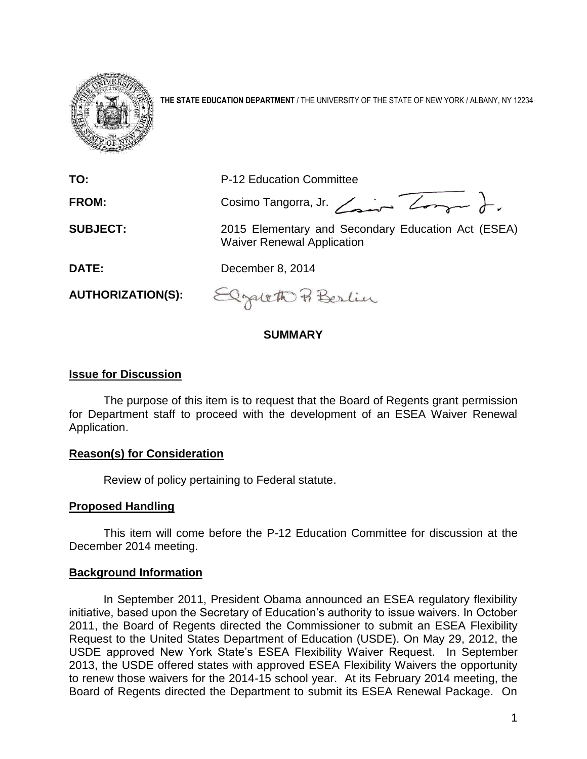**THE STATE EDUCATION DEPARTMENT** / THE UNIVERSITY OF THE STATE OF NEW YORK / ALBANY, NY 12234

**TO:** P-12 Education Committee

**FROM:** Cosimo Tangorra, Jr.

**SUBJECT:** 2015 Elementary and Secondary Education Act (ESEA) Waiver Renewal Application

**DATE:** December 8, 2014

**AUTHORIZATION(S):**

## SUMMARY

### Issue for Discussion

The purpose of this item is to request that the Board of Regents grant permission for Department staff to proceed with the development of an ESEA Waiver Renewal Application.

### Reason(s) for Consideration

Review of policy pertaining to Federal statute.

### Proposed Handling

This item will come before the P-12 Education Committee for discussion at the December 2014 meeting.

### Background Information

In September 2011, President Obama announced an ESEA regulatory flexibility initiative, based upon the Secretary of Education's authority to issue waivers. In October 2011, the Board of Regents directed the Commissioner to submit an ESEA Flexibility Request to the United States Department of Education (USDE). On May 29, 2012, the USDE approved New York State's ESEA Flexibility Waiver Request. In September 2013, the USDE offered states with approved ESEA Flexibility Waivers the opportunity to renew those waivers for the 2014-15 school year. At its February 2014 meeting, the Board of Regents directed the Department to submit its ESEA Renewal Package. On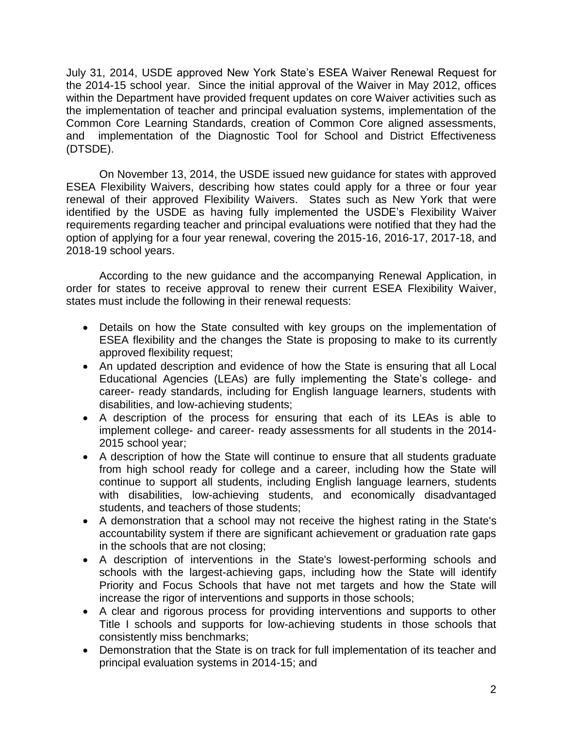July 31, 2014, USDE approved New York State's ESEA Waiver Renewal Request for the 2014-15 school year. Since the initial approval of the Waiver in May 2012, offices within the Department have provided frequent updates on core Waiver activities such as the implementation of teacher and principal evaluation systems, implementation of the Common Core Learning Standards, creation of Common Core aligned assessments, and implementation of the Diagnostic Tool for School and District Effectiveness (DTSDE).

On November 13, 2014, the USDE issued new guidance for states with approved ESEA Flexibility Waivers, describing how states could apply for a three or four year renewal of their approved Flexibility Waivers. States such as New York that were identified by the USDE as having fully implemented the USDE's Flexibility Waiver requirements regarding teacher and principal evaluations were notified that they had the option of applying for a four year renewal, covering the 2015-16, 2016-17, 2017-18, and 2018-19 school years.

According to the new guidance and the accompanying Renewal Application, in order for states to receive approval to renew their current ESEA Flexibility Waiver, states must include the following in their renewal requests:

- Details on how the State consulted with key groups on the implementation of ESEA flexibility and the changes the State is proposing to make to its currently approved flexibility request;
- An updated description and evidence of how the State is ensuring that all Local Educational Agencies (LEAs) are fully implementing the State's college- and career- ready standards, including for English language learners, students with disabilities, and low-achieving students;
- A description of the process for ensuring that each of its LEAs is able to implement college- and career- ready assessments for all students in the 2014-2015 school year;
- A description of how the State will continue to ensure that all students graduate from high school ready for college and a career, including how the State will continue to support all students, including English language learners, students with disabilities, low-achieving students, and economically disadvantaged students, and teachers of those students;
- A demonstration that a school may not receive the highest rating in the State's accountability system if there are significant achievement or graduation rate gaps in the schools that are not closing;
- A description of interventions in the State's lowest-performing schools and schools with the largest-achieving gaps, including how the State will identify Priority and Focus Schools that have not met targets and how the State will increase the rigor of interventions and supports in those schools;
- A clear and rigorous process for providing interventions and supports to other Title I schools and supports for low-achieving students in those schools that consistently miss benchmarks;
- Demonstration that the State is on track for full implementation of its teacher and principal evaluation systems in 2014-15; and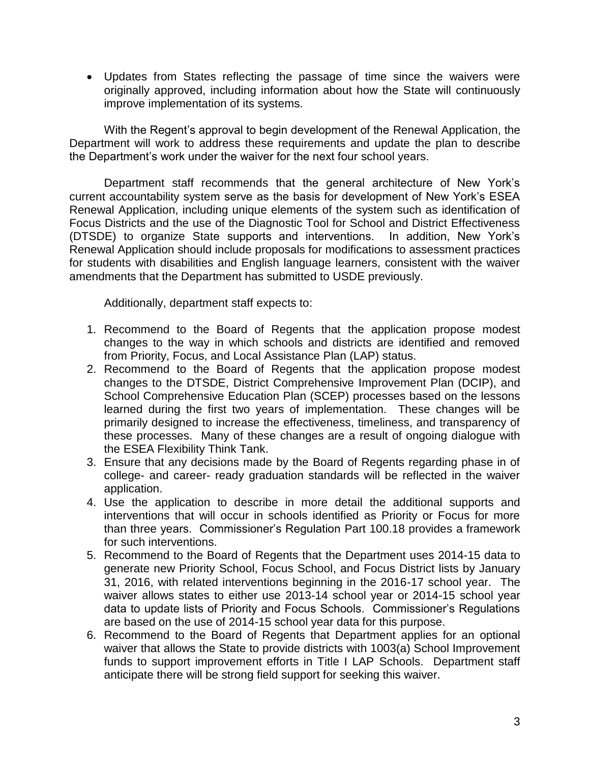- Updates from States reflecting the passage of time since the waivers were originally approved, including information about how the State will continuously improve implementation of its systems.

With the Regent's approval to begin development of the Renewal Application, the Department will work to address these requirements and update the plan to describe the Department's work under the waiver for the next four school years.

Department staff recommends that the general architecture of New York's current accountability system serve as the basis for development of New York's ESEA Renewal Application, including unique elements of the system such as identification of Focus Districts and the use of the Diagnostic Tool for School and District Effectiveness (DTSDE) to organize State supports and interventions. In addition, New York's Renewal Application should include proposals for modifications to assessment practices for students with disabilities and English language learners, consistent with the waiver amendments that the Department has submitted to USDE previously.

Additionally, department staff expects to:

1. Recommend to the Board of Regents that the application propose modest changes to the way in which schools and districts are identified and removed from Priority, Focus, and Local Assistance Plan (LAP) status.
2. Recommend to the Board of Regents that the application propose modest changes to the DTSDE, District Comprehensive Improvement Plan (DCIP), and School Comprehensive Education Plan (SCEP) processes based on the lessons learned during the first two years of implementation. These changes will be primarily designed to increase the effectiveness, timeliness, and transparency of these processes. Many of these changes are a result of ongoing dialogue with the ESEA Flexibility Think Tank.
3. Ensure that any decisions made by the Board of Regents regarding phase in of college- and career- ready graduation standards will be reflected in the waiver application.
4. Use the application to describe in more detail the additional supports and interventions that will occur in schools identified as Priority or Focus for more than three years. Commissioner's Regulation Part 100.18 provides a framework for such interventions.
5. Recommend to the Board of Regents that the Department uses 2014-15 data to generate new Priority School, Focus School, and Focus District lists by January 31, 2016, with related interventions beginning in the 2016-17 school year. The waiver allows states to either use 2013-14 school year or 2014-15 school year data to update lists of Priority and Focus Schools. Commissioner's Regulations are based on the use of 2014-15 school year data for this purpose.
6. Recommend to the Board of Regents that Department applies for an optional waiver that allows the State to provide districts with 1003(a) School Improvement funds to support improvement efforts in Title I LAP Schools. Department staff anticipate there will be strong field support for seeking this waiver.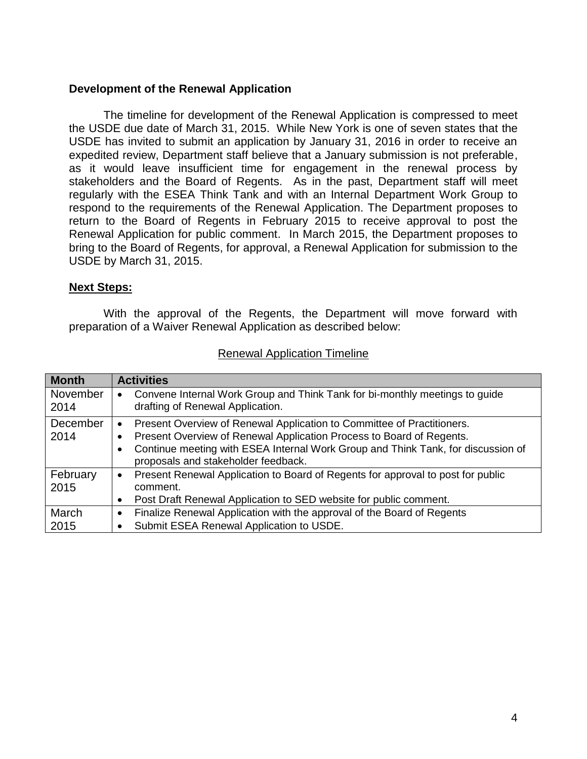**Development of the Renewal Application**

The timeline for development of the Renewal Application is compressed to meet the USDE due date of March 31, 2015. While New York is one of seven states that the USDE has invited to submit an application by January 31, 2016 in order to receive an expedited review, Department staff believe that a January submission is not preferable, as it would leave insufficient time for engagement in the renewal process by stakeholders and the Board of Regents. As in the past, Department staff will meet regularly with the ESEA Think Tank and with an Internal Department Work Group to respond to the requirements of the Renewal Application. The Department proposes to return to the Board of Regents in February 2015 to receive approval to post the Renewal Application for public comment. In March 2015, the Department proposes to bring to the Board of Regents, for approval, a Renewal Application for submission to the USDE by March 31, 2015.

**Next Steps:**

With the approval of the Regents, the Department will move forward with preparation of a Waiver Renewal Application as described below:

Renewal Application Timeline

| Month | Activities |
|---|---|
| November 2014 | • Convene Internal Work Group and Think Tank for bi-monthly meetings to guide drafting of Renewal Application. |
| December 2014 | • Present Overview of Renewal Application to Committee of Practitioners.<br>• Present Overview of Renewal Application Process to Board of Regents.<br>• Continue meeting with ESEA Internal Work Group and Think Tank, for discussion of proposals and stakeholder feedback. |
| February 2015 | • Present Renewal Application to Board of Regents for approval to post for public comment.<br>• Post Draft Renewal Application to SED website for public comment. |
| March 2015 | • Finalize Renewal Application with the approval of the Board of Regents<br>• Submit ESEA Renewal Application to USDE. |